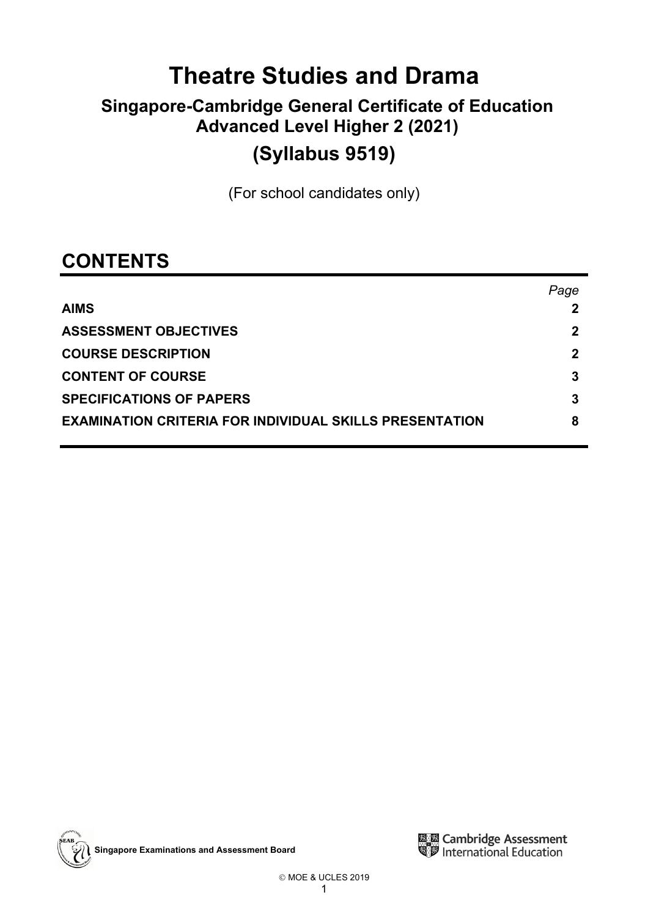# Theatre Studies and Drama

## Singapore-Cambridge General Certificate of Education Advanced Level Higher 2 (2021)

## (Syllabus 9519)

(For school candidates only)

## CONTENTS

| | *Page* |
|---|---|
| **AIMS** | **2** |
| **ASSESSMENT OBJECTIVES** | **2** |
| **COURSE DESCRIPTION** | **2** |
| **CONTENT OF COURSE** | **3** |
| **SPECIFICATIONS OF PAPERS** | **3** |
| **EXAMINATION CRITERIA FOR INDIVIDUAL SKILLS PRESENTATION** | **8** |

Singapore Examinations and Assessment Board

Cambridge Assessment International Education

© MOE & UCLES 2019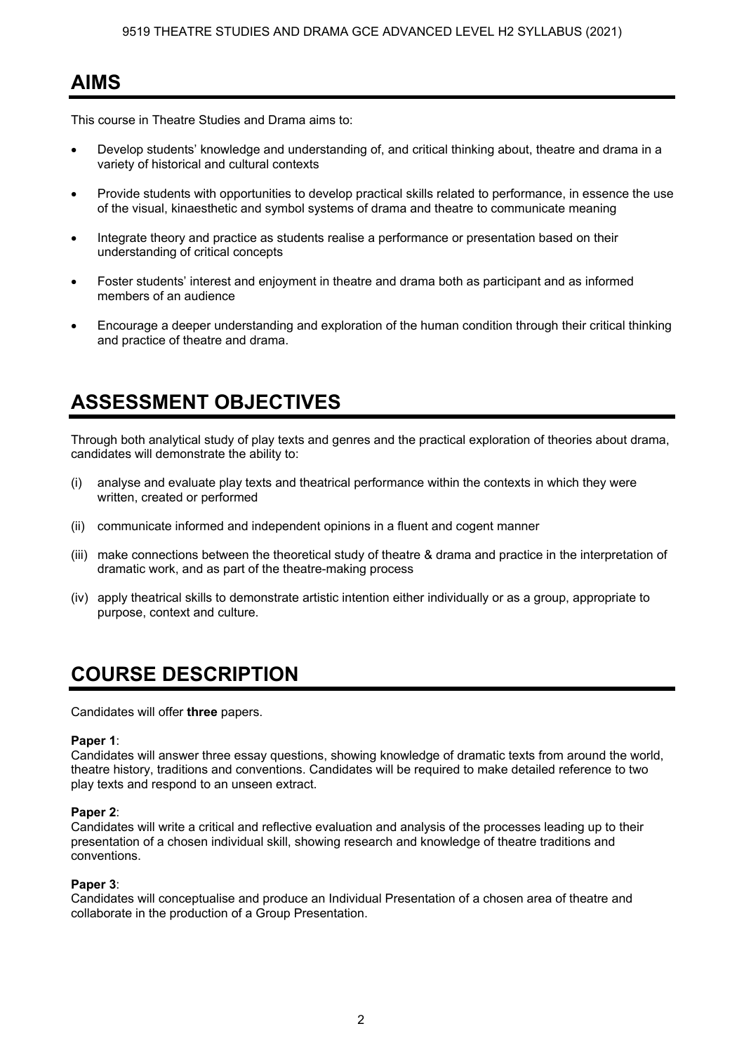## AIMS

This course in Theatre Studies and Drama aims to:

- Develop students' knowledge and understanding of, and critical thinking about, theatre and drama in a variety of historical and cultural contexts
- Provide students with opportunities to develop practical skills related to performance, in essence the use of the visual, kinaesthetic and symbol systems of drama and theatre to communicate meaning
- Integrate theory and practice as students realise a performance or presentation based on their understanding of critical concepts
- Foster students' interest and enjoyment in theatre and drama both as participant and as informed members of an audience
- Encourage a deeper understanding and exploration of the human condition through their critical thinking and practice of theatre and drama.

## ASSESSMENT OBJECTIVES

Through both analytical study of play texts and genres and the practical exploration of theories about drama, candidates will demonstrate the ability to:

(i) analyse and evaluate play texts and theatrical performance within the contexts in which they were written, created or performed

(ii) communicate informed and independent opinions in a fluent and cogent manner

(iii) make connections between the theoretical study of theatre & drama and practice in the interpretation of dramatic work, and as part of the theatre-making process

(iv) apply theatrical skills to demonstrate artistic intention either individually or as a group, appropriate to purpose, context and culture.

## COURSE DESCRIPTION

Candidates will offer **three** papers.

**Paper 1**:
Candidates will answer three essay questions, showing knowledge of dramatic texts from around the world, theatre history, traditions and conventions. Candidates will be required to make detailed reference to two play texts and respond to an unseen extract.

**Paper 2**:
Candidates will write a critical and reflective evaluation and analysis of the processes leading up to their presentation of a chosen individual skill, showing research and knowledge of theatre traditions and conventions.

**Paper 3**:
Candidates will conceptualise and produce an Individual Presentation of a chosen area of theatre and collaborate in the production of a Group Presentation.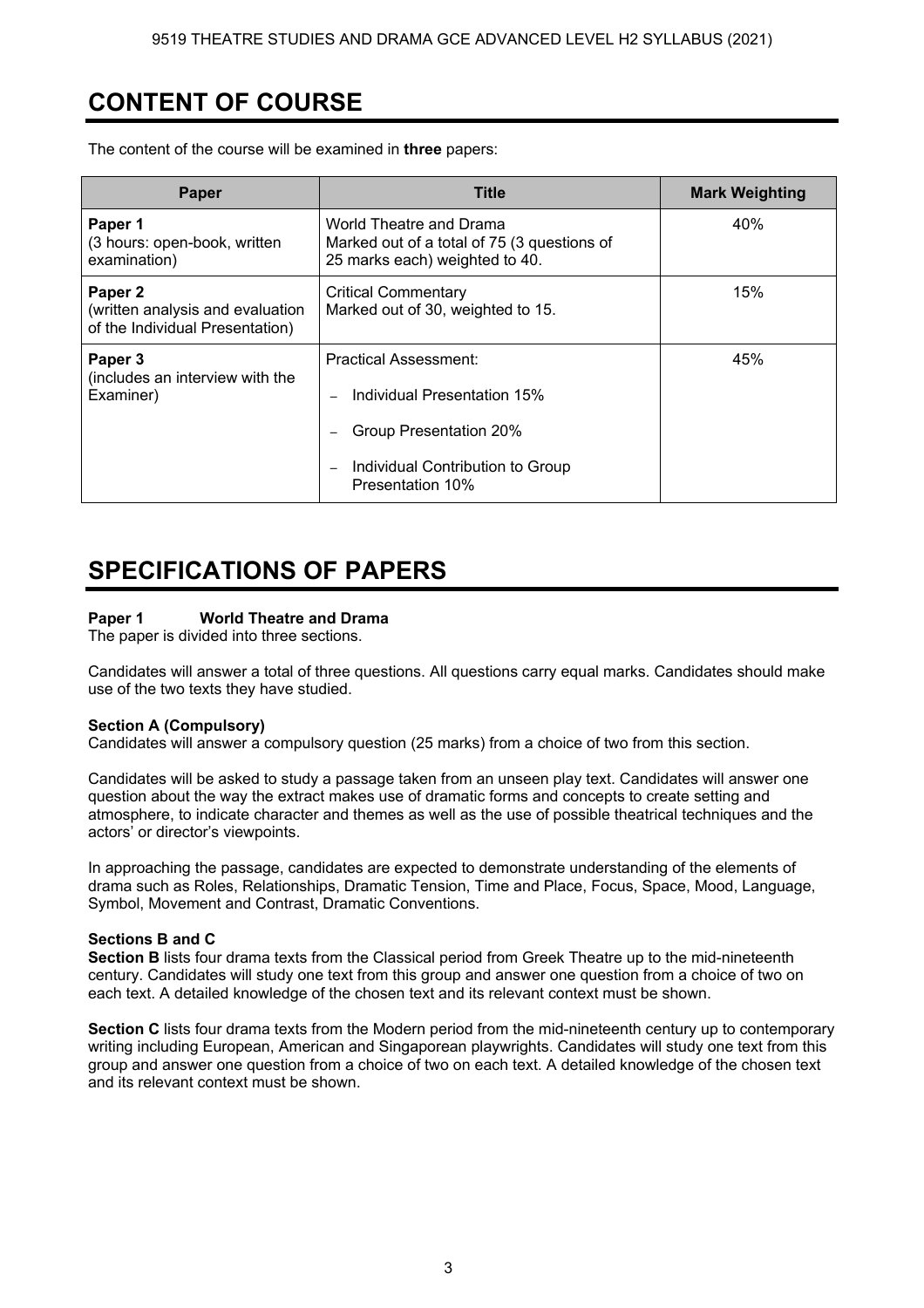# CONTENT OF COURSE

The content of the course will be examined in **three** papers:

| Paper | Title | Mark Weighting |
|---|---|---|
| **Paper 1**<br>(3 hours: open-book, written examination) | World Theatre and Drama<br>Marked out of a total of 75 (3 questions of 25 marks each) weighted to 40. | 40% |
| **Paper 2**<br>(written analysis and evaluation of the Individual Presentation) | Critical Commentary<br>Marked out of 30, weighted to 15. | 15% |
| **Paper 3**<br>(includes an interview with the Examiner) | Practical Assessment:<br>– Individual Presentation 15%<br>– Group Presentation 20%<br>– Individual Contribution to Group Presentation 10% | 45% |

# SPECIFICATIONS OF PAPERS

**Paper 1 World Theatre and Drama**

The paper is divided into three sections.

Candidates will answer a total of three questions. All questions carry equal marks. Candidates should make use of the two texts they have studied.

**Section A (Compulsory)**

Candidates will answer a compulsory question (25 marks) from a choice of two from this section.

Candidates will be asked to study a passage taken from an unseen play text. Candidates will answer one question about the way the extract makes use of dramatic forms and concepts to create setting and atmosphere, to indicate character and themes as well as the use of possible theatrical techniques and the actors' or director's viewpoints.

In approaching the passage, candidates are expected to demonstrate understanding of the elements of drama such as Roles, Relationships, Dramatic Tension, Time and Place, Focus, Space, Mood, Language, Symbol, Movement and Contrast, Dramatic Conventions.

**Sections B and C**

**Section B** lists four drama texts from the Classical period from Greek Theatre up to the mid-nineteenth century. Candidates will study one text from this group and answer one question from a choice of two on each text. A detailed knowledge of the chosen text and its relevant context must be shown.

**Section C** lists four drama texts from the Modern period from the mid-nineteenth century up to contemporary writing including European, American and Singaporean playwrights. Candidates will study one text from this group and answer one question from a choice of two on each text. A detailed knowledge of the chosen text and its relevant context must be shown.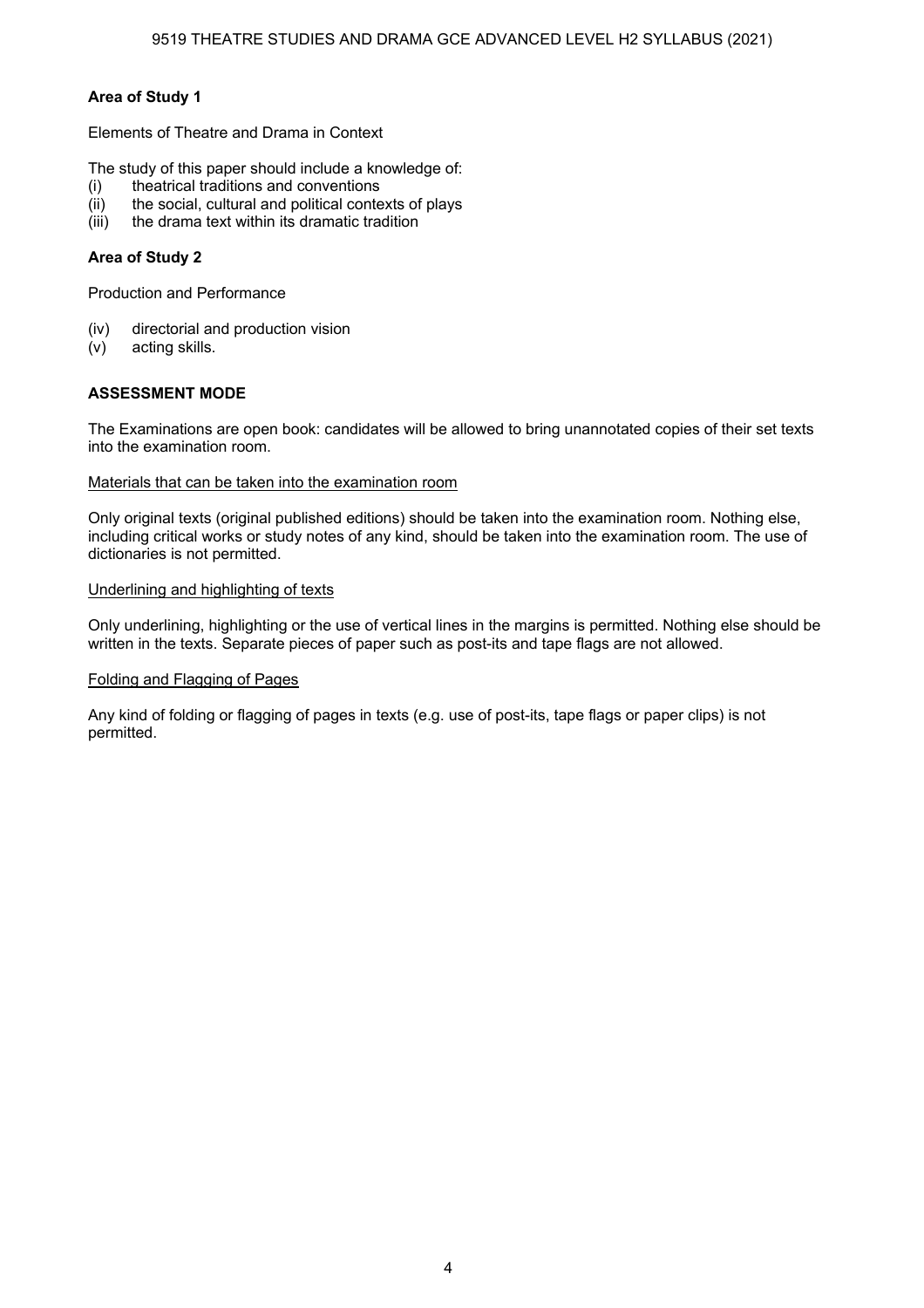**Area of Study 1**

Elements of Theatre and Drama in Context

The study of this paper should include a knowledge of:

(i) theatrical traditions and conventions
(ii) the social, cultural and political contexts of plays
(iii) the drama text within its dramatic tradition

**Area of Study 2**

Production and Performance

(iv) directorial and production vision
(v) acting skills.

**ASSESSMENT MODE**

The Examinations are open book: candidates will be allowed to bring unannotated copies of their set texts into the examination room.

<u>Materials that can be taken into the examination room</u>

Only original texts (original published editions) should be taken into the examination room. Nothing else, including critical works or study notes of any kind, should be taken into the examination room. The use of dictionaries is not permitted.

<u>Underlining and highlighting of texts</u>

Only underlining, highlighting or the use of vertical lines in the margins is permitted. Nothing else should be written in the texts. Separate pieces of paper such as post-its and tape flags are not allowed.

<u>Folding and Flagging of Pages</u>

Any kind of folding or flagging of pages in texts (e.g. use of post-its, tape flags or paper clips) is not permitted.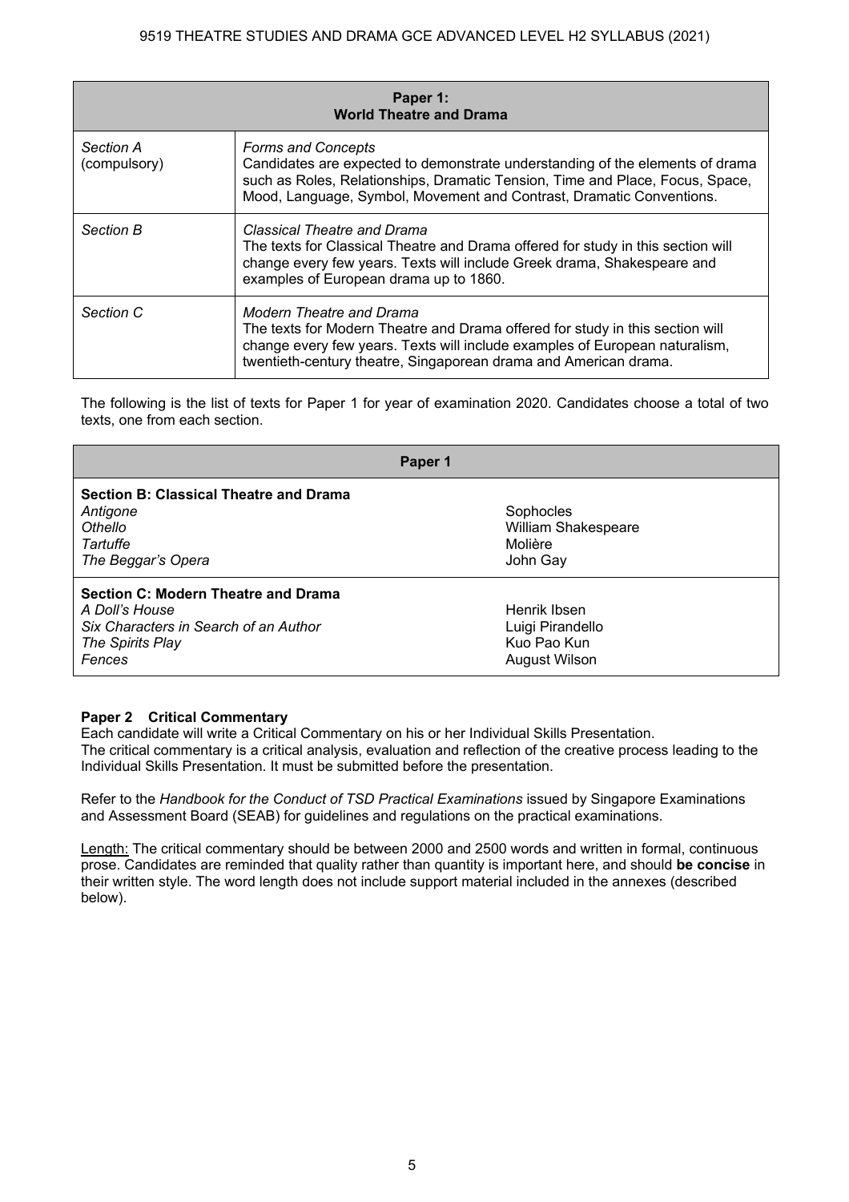| Paper 1: World Theatre and Drama | |
|---|---|
| *Section A* (compulsory) | *Forms and Concepts* Candidates are expected to demonstrate understanding of the elements of drama such as Roles, Relationships, Dramatic Tension, Time and Place, Focus, Space, Mood, Language, Symbol, Movement and Contrast, Dramatic Conventions. |
| *Section B* | *Classical Theatre and Drama* The texts for Classical Theatre and Drama offered for study in this section will change every few years. Texts will include Greek drama, Shakespeare and examples of European drama up to 1860. |
| *Section C* | *Modern Theatre and Drama* The texts for Modern Theatre and Drama offered for study in this section will change every few years. Texts will include examples of European naturalism, twentieth-century theatre, Singaporean drama and American drama. |

The following is the list of texts for Paper 1 for year of examination 2020. Candidates choose a total of two texts, one from each section.

| Paper 1 | |
|---|---|
| **Section B: Classical Theatre and Drama** | |
| *Antigone* | Sophocles |
| *Othello* | William Shakespeare |
| *Tartuffe* | Molière |
| *The Beggar's Opera* | John Gay |
| **Section C: Modern Theatre and Drama** | |
| *A Doll's House* | Henrik Ibsen |
| *Six Characters in Search of an Author* | Luigi Pirandello |
| *The Spirits Play* | Kuo Pao Kun |
| *Fences* | August Wilson |

**Paper 2 Critical Commentary**

Each candidate will write a Critical Commentary on his or her Individual Skills Presentation.
The critical commentary is a critical analysis, evaluation and reflection of the creative process leading to the Individual Skills Presentation. It must be submitted before the presentation.

Refer to the *Handbook for the Conduct of TSD Practical Examinations* issued by Singapore Examinations and Assessment Board (SEAB) for guidelines and regulations on the practical examinations.

Length: The critical commentary should be between 2000 and 2500 words and written in formal, continuous prose. Candidates are reminded that quality rather than quantity is important here, and should **be concise** in their written style. The word length does not include support material included in the annexes (described below).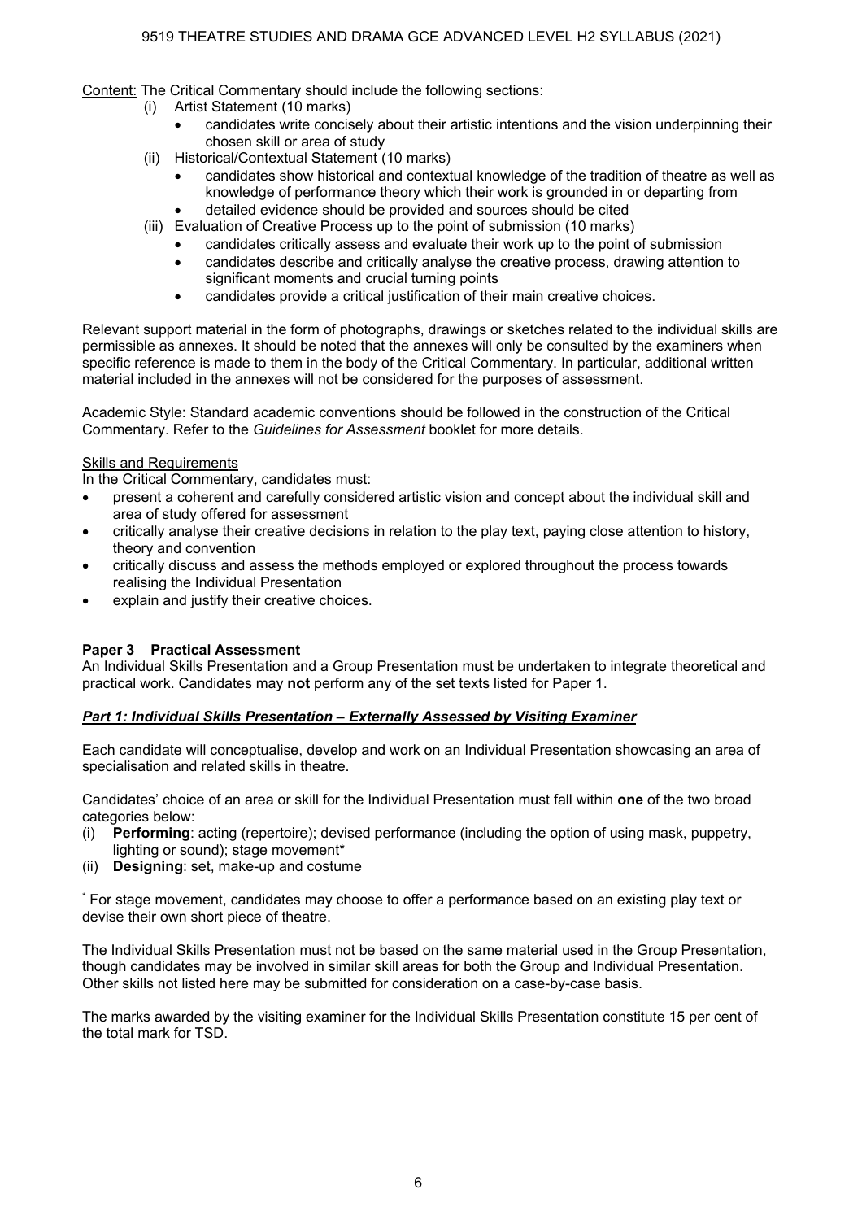Content: The Critical Commentary should include the following sections:

(i) Artist Statement (10 marks)
- candidates write concisely about their artistic intentions and the vision underpinning their chosen skill or area of study

(ii) Historical/Contextual Statement (10 marks)
- candidates show historical and contextual knowledge of the tradition of theatre as well as knowledge of performance theory which their work is grounded in or departing from
- detailed evidence should be provided and sources should be cited

(iii) Evaluation of Creative Process up to the point of submission (10 marks)
- candidates critically assess and evaluate their work up to the point of submission
- candidates describe and critically analyse the creative process, drawing attention to significant moments and crucial turning points
- candidates provide a critical justification of their main creative choices.

Relevant support material in the form of photographs, drawings or sketches related to the individual skills are permissible as annexes. It should be noted that the annexes will only be consulted by the examiners when specific reference is made to them in the body of the Critical Commentary. In particular, additional written material included in the annexes will not be considered for the purposes of assessment.

Academic Style: Standard academic conventions should be followed in the construction of the Critical Commentary. Refer to the *Guidelines for Assessment* booklet for more details.

Skills and Requirements

In the Critical Commentary, candidates must:

- present a coherent and carefully considered artistic vision and concept about the individual skill and area of study offered for assessment
- critically analyse their creative decisions in relation to the play text, paying close attention to history, theory and convention
- critically discuss and assess the methods employed or explored throughout the process towards realising the Individual Presentation
- explain and justify their creative choices.

### Paper 3 Practical Assessment

An Individual Skills Presentation and a Group Presentation must be undertaken to integrate theoretical and practical work. Candidates may **not** perform any of the set texts listed for Paper 1.

#### ***Part 1: Individual Skills Presentation – Externally Assessed by Visiting Examiner***

Each candidate will conceptualise, develop and work on an Individual Presentation showcasing an area of specialisation and related skills in theatre.

Candidates' choice of an area or skill for the Individual Presentation must fall within **one** of the two broad categories below:

(i) **Performing**: acting (repertoire); devised performance (including the option of using mask, puppetry, lighting or sound); stage movement*

(ii) **Designing**: set, make-up and costume

* For stage movement, candidates may choose to offer a performance based on an existing play text or devise their own short piece of theatre.

The Individual Skills Presentation must not be based on the same material used in the Group Presentation, though candidates may be involved in similar skill areas for both the Group and Individual Presentation. Other skills not listed here may be submitted for consideration on a case-by-case basis.

The marks awarded by the visiting examiner for the Individual Skills Presentation constitute 15 per cent of the total mark for TSD.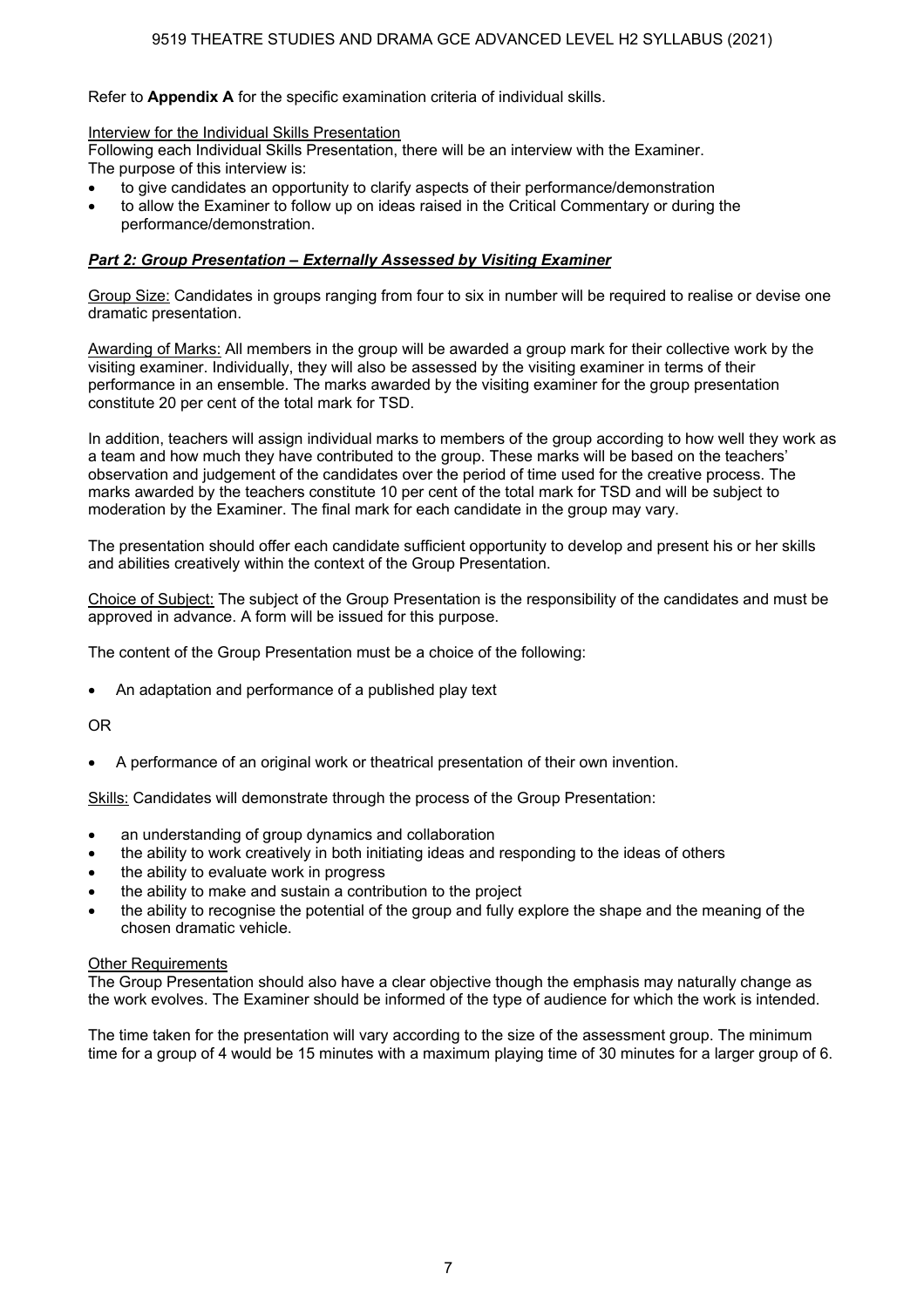Refer to **Appendix A** for the specific examination criteria of individual skills.

Interview for the Individual Skills Presentation

Following each Individual Skills Presentation, there will be an interview with the Examiner. The purpose of this interview is:

- to give candidates an opportunity to clarify aspects of their performance/demonstration
- to allow the Examiner to follow up on ideas raised in the Critical Commentary or during the performance/demonstration.

***Part 2: Group Presentation – Externally Assessed by Visiting Examiner***

Group Size: Candidates in groups ranging from four to six in number will be required to realise or devise one dramatic presentation.

Awarding of Marks: All members in the group will be awarded a group mark for their collective work by the visiting examiner. Individually, they will also be assessed by the visiting examiner in terms of their performance in an ensemble. The marks awarded by the visiting examiner for the group presentation constitute 20 per cent of the total mark for TSD.

In addition, teachers will assign individual marks to members of the group according to how well they work as a team and how much they have contributed to the group. These marks will be based on the teachers' observation and judgement of the candidates over the period of time used for the creative process. The marks awarded by the teachers constitute 10 per cent of the total mark for TSD and will be subject to moderation by the Examiner. The final mark for each candidate in the group may vary.

The presentation should offer each candidate sufficient opportunity to develop and present his or her skills and abilities creatively within the context of the Group Presentation.

Choice of Subject: The subject of the Group Presentation is the responsibility of the candidates and must be approved in advance. A form will be issued for this purpose.

The content of the Group Presentation must be a choice of the following:

- An adaptation and performance of a published play text

OR

- A performance of an original work or theatrical presentation of their own invention.

Skills: Candidates will demonstrate through the process of the Group Presentation:

- an understanding of group dynamics and collaboration
- the ability to work creatively in both initiating ideas and responding to the ideas of others
- the ability to evaluate work in progress
- the ability to make and sustain a contribution to the project
- the ability to recognise the potential of the group and fully explore the shape and the meaning of the chosen dramatic vehicle.

Other Requirements

The Group Presentation should also have a clear objective though the emphasis may naturally change as the work evolves. The Examiner should be informed of the type of audience for which the work is intended.

The time taken for the presentation will vary according to the size of the assessment group. The minimum time for a group of 4 would be 15 minutes with a maximum playing time of 30 minutes for a larger group of 6.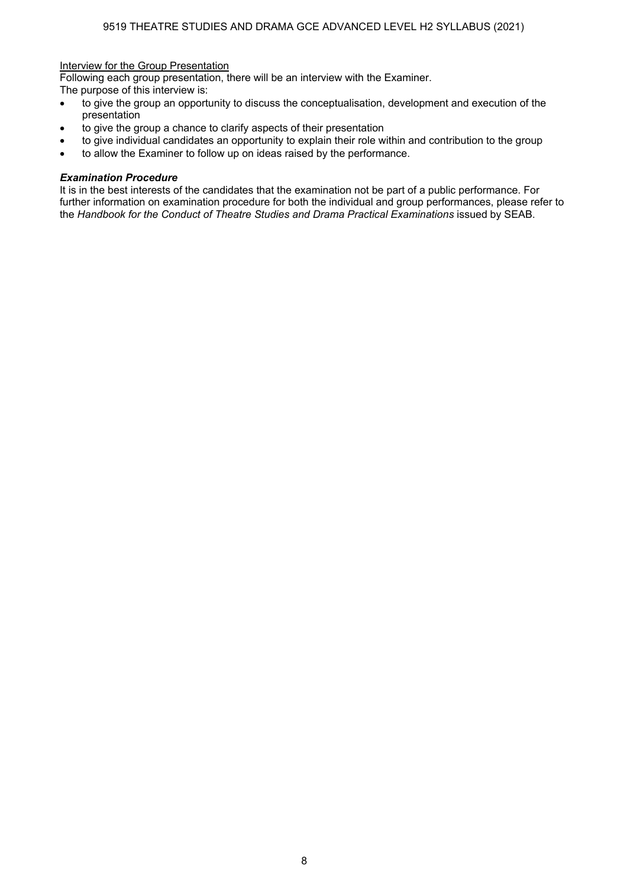Interview for the Group Presentation

Following each group presentation, there will be an interview with the Examiner.

The purpose of this interview is:

- to give the group an opportunity to discuss the conceptualisation, development and execution of the presentation
- to give the group a chance to clarify aspects of their presentation
- to give individual candidates an opportunity to explain their role within and contribution to the group
- to allow the Examiner to follow up on ideas raised by the performance.

***Examination Procedure***

It is in the best interests of the candidates that the examination not be part of a public performance. For further information on examination procedure for both the individual and group performances, please refer to the *Handbook for the Conduct of Theatre Studies and Drama Practical Examinations* issued by SEAB.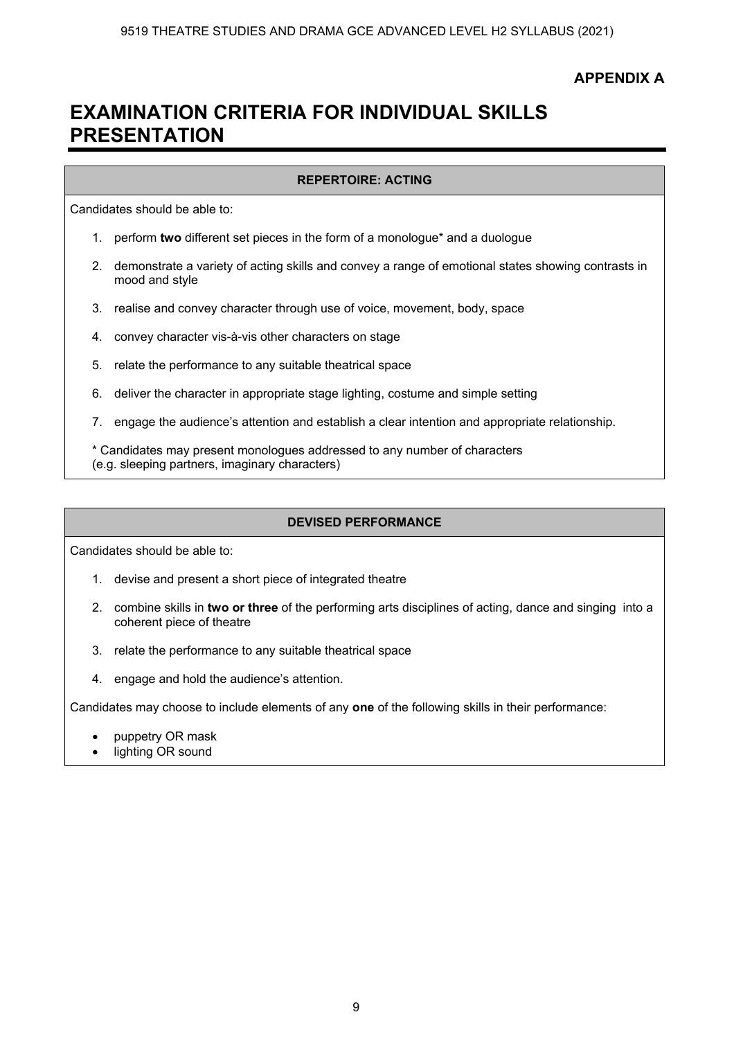**APPENDIX A**

# EXAMINATION CRITERIA FOR INDIVIDUAL SKILLS PRESENTATION

## REPERTOIRE: ACTING

Candidates should be able to:

1. perform **two** different set pieces in the form of a monologue* and a duologue
2. demonstrate a variety of acting skills and convey a range of emotional states showing contrasts in mood and style
3. realise and convey character through use of voice, movement, body, space
4. convey character vis-à-vis other characters on stage
5. relate the performance to any suitable theatrical space
6. deliver the character in appropriate stage lighting, costume and simple setting
7. engage the audience's attention and establish a clear intention and appropriate relationship.

* Candidates may present monologues addressed to any number of characters (e.g. sleeping partners, imaginary characters)

## DEVISED PERFORMANCE

Candidates should be able to:

1. devise and present a short piece of integrated theatre
2. combine skills in **two or three** of the performing arts disciplines of acting, dance and singing into a coherent piece of theatre
3. relate the performance to any suitable theatrical space
4. engage and hold the audience's attention.

Candidates may choose to include elements of any **one** of the following skills in their performance:

- puppetry OR mask
- lighting OR sound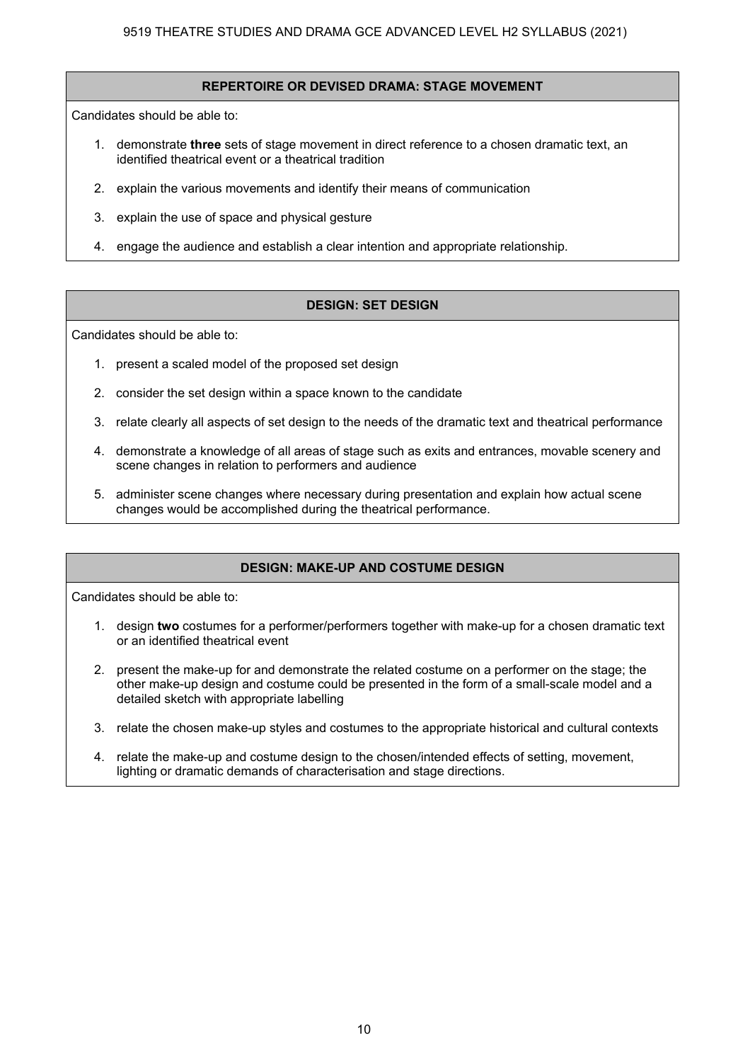### REPERTOIRE OR DEVISED DRAMA: STAGE MOVEMENT

Candidates should be able to:

1. demonstrate **three** sets of stage movement in direct reference to a chosen dramatic text, an identified theatrical event or a theatrical tradition
2. explain the various movements and identify their means of communication
3. explain the use of space and physical gesture
4. engage the audience and establish a clear intention and appropriate relationship.

### DESIGN: SET DESIGN

Candidates should be able to:

1. present a scaled model of the proposed set design
2. consider the set design within a space known to the candidate
3. relate clearly all aspects of set design to the needs of the dramatic text and theatrical performance
4. demonstrate a knowledge of all areas of stage such as exits and entrances, movable scenery and scene changes in relation to performers and audience
5. administer scene changes where necessary during presentation and explain how actual scene changes would be accomplished during the theatrical performance.

### DESIGN: MAKE-UP AND COSTUME DESIGN

Candidates should be able to:

1. design **two** costumes for a performer/performers together with make-up for a chosen dramatic text or an identified theatrical event
2. present the make-up for and demonstrate the related costume on a performer on the stage; the other make-up design and costume could be presented in the form of a small-scale model and a detailed sketch with appropriate labelling
3. relate the chosen make-up styles and costumes to the appropriate historical and cultural contexts
4. relate the make-up and costume design to the chosen/intended effects of setting, movement, lighting or dramatic demands of characterisation and stage directions.